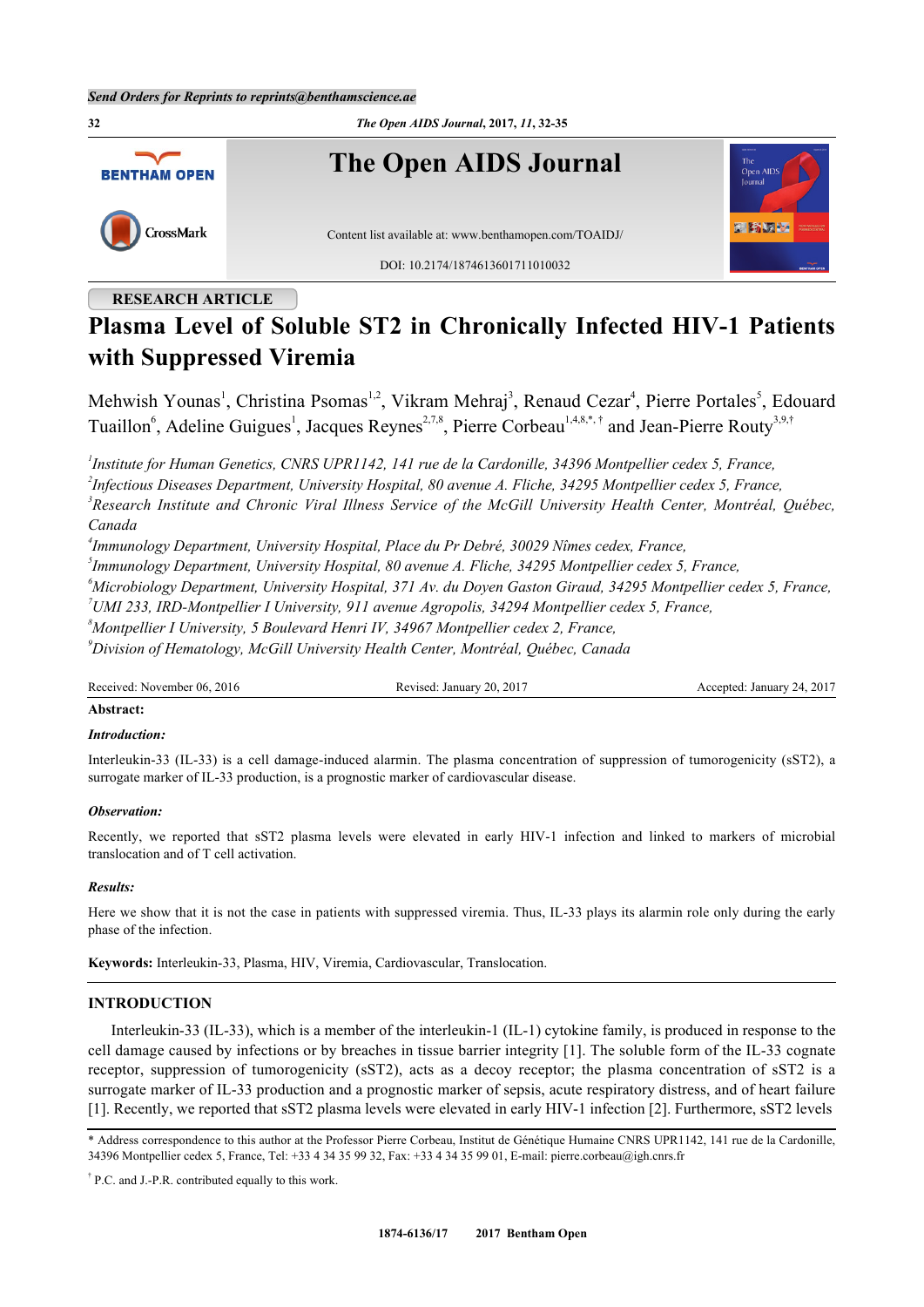RESEARCH ARTICLE

# Plasma Level of Soluble ST2 in Chronically Infected HIV-1 Patients with Suppressed Viremia

Mehwish Younas[1], Christina Psomas[1,2], Vikram Mehraj[3], Renaud Cezar[4], Pierre Portales[5], Edouard Tuaillon[6], Adeline Guigues[1], Jacques Reynes[2,7,8], Pierre Corbeau[1,4,8,*,†] and Jean-Pierre Routy[3,9,†]

[1]*Institute for Human Genetics, CNRS UPR1142, 141 rue de la Cardonille, 34396 Montpellier cedex 5, France,*
[2]*Infectious Diseases Department, University Hospital, 80 avenue A. Fliche, 34295 Montpellier cedex 5, France,*
[3]*Research Institute and Chronic Viral Illness Service of the McGill University Health Center, Montréal, Québec, Canada*
[4]*Immunology Department, University Hospital, Place du Pr Debré, 30029 Nîmes cedex, France,*
[5]*Immunology Department, University Hospital, 80 avenue A. Fliche, 34295 Montpellier cedex 5, France,*
[6]*Microbiology Department, University Hospital, 371 Av. du Doyen Gaston Giraud, 34295 Montpellier cedex 5, France,*
[7]*UMI 233, IRD-Montpellier I University, 911 avenue Agropolis, 34294 Montpellier cedex 5, France,*
[8]*Montpellier I University, 5 Boulevard Henri IV, 34967 Montpellier cedex 2, France,*
[9]*Division of Hematology, McGill University Health Center, Montréal, Québec, Canada*

Received: November 06, 2016 | Revised: January 20, 2017 | Accepted: January 24, 2017

**Abstract:**

***Introduction:***

Interleukin-33 (IL-33) is a cell damage-induced alarmin. The plasma concentration of suppression of tumorogenicity (sST2), a surrogate marker of IL-33 production, is a prognostic marker of cardiovascular disease.

***Observation:***

Recently, we reported that sST2 plasma levels were elevated in early HIV-1 infection and linked to markers of microbial translocation and of T cell activation.

***Results:***

Here we show that it is not the case in patients with suppressed viremia. Thus, IL-33 plays its alarmin role only during the early phase of the infection.

**Keywords:** Interleukin-33, Plasma, HIV, Viremia, Cardiovascular, Translocation.

## INTRODUCTION

Interleukin-33 (IL-33), which is a member of the interleukin-1 (IL-1) cytokine family, is produced in response to the cell damage caused by infections or by breaches in tissue barrier integrity [1]. The soluble form of the IL-33 cognate receptor, suppression of tumorogenicity (sST2), acts as a decoy receptor; the plasma concentration of sST2 is a surrogate marker of IL-33 production and a prognostic marker of sepsis, acute respiratory distress, and of heart failure [1]. Recently, we reported that sST2 plasma levels were elevated in early HIV-1 infection [2]. Furthermore, sST2 levels

\* Address correspondence to this author at the Professor Pierre Corbeau, Institut de Génétique Humaine CNRS UPR1142, 141 rue de la Cardonille, 34396 Montpellier cedex 5, France, Tel: +33 4 34 35 99 32, Fax: +33 4 34 35 99 01, E-mail: pierre.corbeau@igh.cnrs.fr

† P.C. and J.-P.R. contributed equally to this work.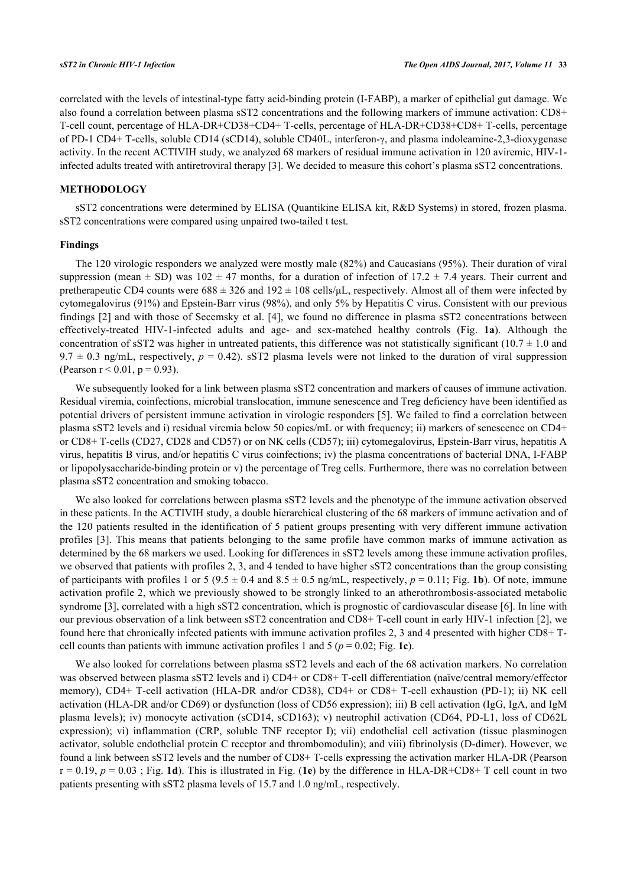correlated with the levels of intestinal-type fatty acid-binding protein (I-FABP), a marker of epithelial gut damage. We also found a correlation between plasma sST2 concentrations and the following markers of immune activation: CD8+ T-cell count, percentage of HLA-DR+CD38+CD4+ T-cells, percentage of HLA-DR+CD38+CD8+ T-cells, percentage of PD-1 CD4+ T-cells, soluble CD14 (sCD14), soluble CD40L, interferon-γ, and plasma indoleamine-2,3-dioxygenase activity. In the recent ACTIVIH study, we analyzed 68 markers of residual immune activation in 120 aviremic, HIV-1-infected adults treated with antiretroviral therapy [3]. We decided to measure this cohort's plasma sST2 concentrations.

## METHODOLOGY

sST2 concentrations were determined by ELISA (Quantikine ELISA kit, R&D Systems) in stored, frozen plasma. sST2 concentrations were compared using unpaired two-tailed t test.

### Findings

The 120 virologic responders we analyzed were mostly male (82%) and Caucasians (95%). Their duration of viral suppression (mean ± SD) was 102 ± 47 months, for a duration of infection of 17.2 ± 7.4 years. Their current and pretherapeutic CD4 counts were 688 ± 326 and 192 ± 108 cells/µL, respectively. Almost all of them were infected by cytomegalovirus (91%) and Epstein-Barr virus (98%), and only 5% by Hepatitis C virus. Consistent with our previous findings [2] and with those of Secemsky et al. [4], we found no difference in plasma sST2 concentrations between effectively-treated HIV-1-infected adults and age- and sex-matched healthy controls (Fig. **1a**). Although the concentration of sST2 was higher in untreated patients, this difference was not statistically significant (10.7 ± 1.0 and 9.7 ± 0.3 ng/mL, respectively, $p = 0.42$). sST2 plasma levels were not linked to the duration of viral suppression (Pearson $r < 0.01$, $p = 0.93$).

We subsequently looked for a link between plasma sST2 concentration and markers of causes of immune activation. Residual viremia, coinfections, microbial translocation, immune senescence and Treg deficiency have been identified as potential drivers of persistent immune activation in virologic responders [5]. We failed to find a correlation between plasma sST2 levels and i) residual viremia below 50 copies/mL or with frequency; ii) markers of senescence on CD4+ or CD8+ T-cells (CD27, CD28 and CD57) or on NK cells (CD57); iii) cytomegalovirus, Epstein-Barr virus, hepatitis A virus, hepatitis B virus, and/or hepatitis C virus coinfections; iv) the plasma concentrations of bacterial DNA, I-FABP or lipopolysaccharide-binding protein or v) the percentage of Treg cells. Furthermore, there was no correlation between plasma sST2 concentration and smoking tobacco.

We also looked for correlations between plasma sST2 levels and the phenotype of the immune activation observed in these patients. In the ACTIVIH study, a double hierarchical clustering of the 68 markers of immune activation and of the 120 patients resulted in the identification of 5 patient groups presenting with very different immune activation profiles [3]. This means that patients belonging to the same profile have common marks of immune activation as determined by the 68 markers we used. Looking for differences in sST2 levels among these immune activation profiles, we observed that patients with profiles 2, 3, and 4 tended to have higher sST2 concentrations than the group consisting of participants with profiles 1 or 5 (9.5 ± 0.4 and 8.5 ± 0.5 ng/mL, respectively, $p = 0.11$; Fig. **1b**). Of note, immune activation profile 2, which we previously showed to be strongly linked to an atherothrombosis-associated metabolic syndrome [3], correlated with a high sST2 concentration, which is prognostic of cardiovascular disease [6]. In line with our previous observation of a link between sST2 concentration and CD8+ T-cell count in early HIV-1 infection [2], we found here that chronically infected patients with immune activation profiles 2, 3 and 4 presented with higher CD8+ T-cell counts than patients with immune activation profiles 1 and 5 ($p = 0.02$; Fig. **1c**).

We also looked for correlations between plasma sST2 levels and each of the 68 activation markers. No correlation was observed between plasma sST2 levels and i) CD4+ or CD8+ T-cell differentiation (naïve/central memory/effector memory), CD4+ T-cell activation (HLA-DR and/or CD38), CD4+ or CD8+ T-cell exhaustion (PD-1); ii) NK cell activation (HLA-DR and/or CD69) or dysfunction (loss of CD56 expression); iii) B cell activation (IgG, IgA, and IgM plasma levels); iv) monocyte activation (sCD14, sCD163); v) neutrophil activation (CD64, PD-L1, loss of CD62L expression); vi) inflammation (CRP, soluble TNF receptor I); vii) endothelial cell activation (tissue plasminogen activator, soluble endothelial protein C receptor and thrombomodulin); and viii) fibrinolysis (D-dimer). However, we found a link between sST2 levels and the number of CD8+ T-cells expressing the activation marker HLA-DR (Pearson $r = 0.19$, $p = 0.03$ ; Fig. **1d**). This is illustrated in Fig. (**1e**) by the difference in HLA-DR+CD8+ T cell count in two patients presenting with sST2 plasma levels of 15.7 and 1.0 ng/mL, respectively.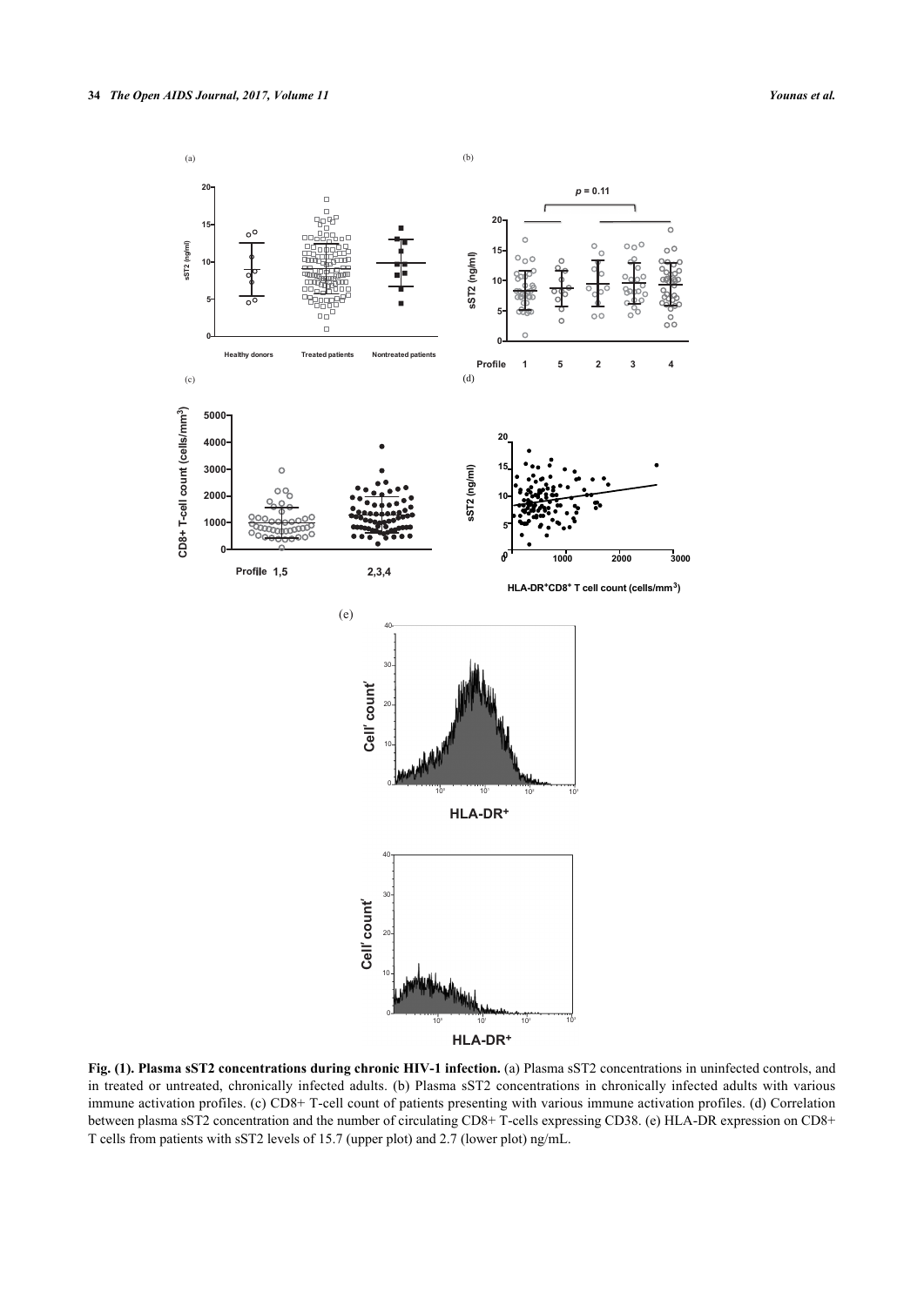**Fig. (1). Plasma sST2 concentrations during chronic HIV-1 infection.** (a) Plasma sST2 concentrations in uninfected controls, and in treated or untreated, chronically infected adults. (b) Plasma sST2 concentrations in chronically infected adults with various immune activation profiles. (c) CD8+ T-cell count of patients presenting with various immune activation profiles. (d) Correlation between plasma sST2 concentration and the number of circulating CD8+ T-cells expressing CD38. (e) HLA-DR expression on CD8+ T cells from patients with sST2 levels of 15.7 (upper plot) and 2.7 (lower plot) ng/mL.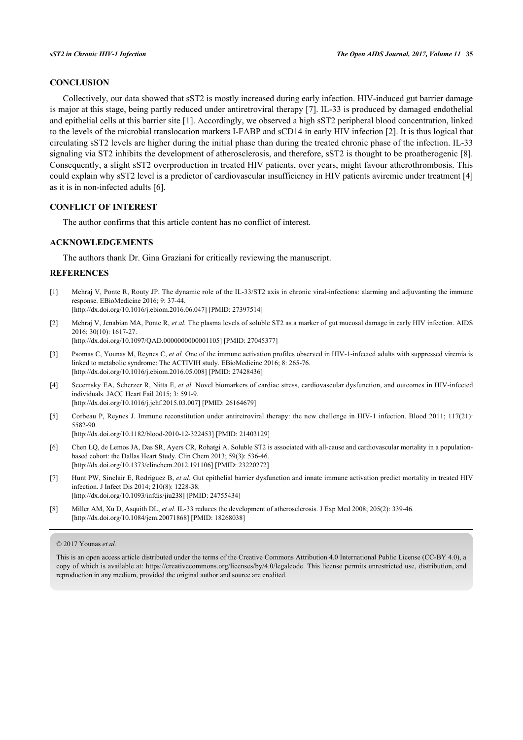## CONCLUSION

Collectively, our data showed that sST2 is mostly increased during early infection. HIV-induced gut barrier damage is major at this stage, being partly reduced under antiretroviral therapy [7]. IL-33 is produced by damaged endothelial and epithelial cells at this barrier site [1]. Accordingly, we observed a high sST2 peripheral blood concentration, linked to the levels of the microbial translocation markers I-FABP and sCD14 in early HIV infection [2]. It is thus logical that circulating sST2 levels are higher during the initial phase than during the treated chronic phase of the infection. IL-33 signaling via ST2 inhibits the development of atherosclerosis, and therefore, sST2 is thought to be proatherogenic [8]. Consequently, a slight sST2 overproduction in treated HIV patients, over years, might favour atherothrombosis. This could explain why sST2 level is a predictor of cardiovascular insufficiency in HIV patients aviremic under treatment [4] as it is in non-infected adults [6].

## CONFLICT OF INTEREST

The author confirms that this article content has no conflict of interest.

## ACKNOWLEDGEMENTS

The authors thank Dr. Gina Graziani for critically reviewing the manuscript.

## REFERENCES

[1] Mehraj V, Ponte R, Routy JP. The dynamic role of the IL-33/ST2 axis in chronic viral-infections: alarming and adjuvanting the immune response. EBioMedicine 2016; 9: 37-44.
[http://dx.doi.org/10.1016/j.ebiom.2016.06.047] [PMID: 27397514]

[2] Mehraj V, Jenabian MA, Ponte R, *et al.* The plasma levels of soluble ST2 as a marker of gut mucosal damage in early HIV infection. AIDS 2016; 30(10): 1617-27.
[http://dx.doi.org/10.1097/QAD.0000000000001105] [PMID: 27045377]

[3] Psomas C, Younas M, Reynes C, *et al.* One of the immune activation profiles observed in HIV-1-infected adults with suppressed viremia is linked to metabolic syndrome: The ACTIVIH study. EBioMedicine 2016; 8: 265-76.
[http://dx.doi.org/10.1016/j.ebiom.2016.05.008] [PMID: 27428436]

[4] Secemsky EA, Scherzer R, Nitta E, *et al.* Novel biomarkers of cardiac stress, cardiovascular dysfunction, and outcomes in HIV-infected individuals. JACC Heart Fail 2015; 3: 591-9.
[http://dx.doi.org/10.1016/j.jchf.2015.03.007] [PMID: 26164679]

[5] Corbeau P, Reynes J. Immune reconstitution under antiretroviral therapy: the new challenge in HIV-1 infection. Blood 2011; 117(21): 5582-90.
[http://dx.doi.org/10.1182/blood-2010-12-322453] [PMID: 21403129]

[6] Chen LQ, de Lemos JA, Das SR, Ayers CR, Rohatgi A. Soluble ST2 is associated with all-cause and cardiovascular mortality in a population-based cohort: the Dallas Heart Study. Clin Chem 2013; 59(3): 536-46.
[http://dx.doi.org/10.1373/clinchem.2012.191106] [PMID: 23220272]

[7] Hunt PW, Sinclair E, Rodriguez B, *et al.* Gut epithelial barrier dysfunction and innate immune activation predict mortality in treated HIV infection. J Infect Dis 2014; 210(8): 1228-38.
[http://dx.doi.org/10.1093/infdis/jiu238] [PMID: 24755434]

[8] Miller AM, Xu D, Asquith DL, *et al.* IL-33 reduces the development of atherosclerosis. J Exp Med 2008; 205(2): 339-46.
[http://dx.doi.org/10.1084/jem.20071868] [PMID: 18268038]

© 2017 Younas *et al.*

This is an open access article distributed under the terms of the Creative Commons Attribution 4.0 International Public License (CC-BY 4.0), a copy of which is available at: https://creativecommons.org/licenses/by/4.0/legalcode. This license permits unrestricted use, distribution, and reproduction in any medium, provided the original author and source are credited.